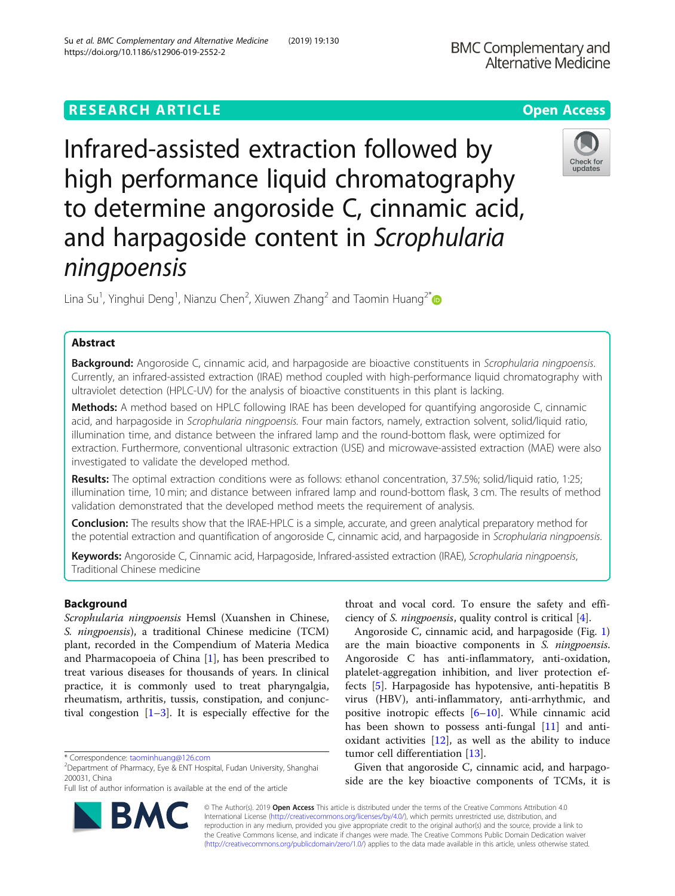RESEARCH ARTICLE

Open Access

# Infrared-assisted extraction followed by high performance liquid chromatography to determine angoroside C, cinnamic acid, and harpagoside content in *Scrophularia ningpoensis*

Lina Su[1], Yinghui Deng[1], Nianzu Chen[2], Xiuwen Zhang[2] and Taomin Huang[2*]

## Abstract

**Background:** Angoroside C, cinnamic acid, and harpagoside are bioactive constituents in *Scrophularia ningpoensis*. Currently, an infrared-assisted extraction (IRAE) method coupled with high-performance liquid chromatography with ultraviolet detection (HPLC-UV) for the analysis of bioactive constituents in this plant is lacking.

**Methods:** A method based on HPLC following IRAE has been developed for quantifying angoroside C, cinnamic acid, and harpagoside in *Scrophularia ningpoensis*. Four main factors, namely, extraction solvent, solid/liquid ratio, illumination time, and distance between the infrared lamp and the round-bottom flask, were optimized for extraction. Furthermore, conventional ultrasonic extraction (USE) and microwave-assisted extraction (MAE) were also investigated to validate the developed method.

**Results:** The optimal extraction conditions were as follows: ethanol concentration, 37.5%; solid/liquid ratio, 1:25; illumination time, 10 min; and distance between infrared lamp and round-bottom flask, 3 cm. The results of method validation demonstrated that the developed method meets the requirement of analysis.

**Conclusion:** The results show that the IRAE-HPLC is a simple, accurate, and green analytical preparatory method for the potential extraction and quantification of angoroside C, cinnamic acid, and harpagoside in *Scrophularia ningpoensis*.

**Keywords:** Angoroside C, Cinnamic acid, Harpagoside, Infrared-assisted extraction (IRAE), *Scrophularia ningpoensis*, Traditional Chinese medicine

## Background

*Scrophularia ningpoensis* Hemsl (Xuanshen in Chinese, *S. ningpoensis*), a traditional Chinese medicine (TCM) plant, recorded in the Compendium of Materia Medica and Pharmacopoeia of China [1], has been prescribed to treat various diseases for thousands of years. In clinical practice, it is commonly used to treat pharyngalgia, rheumatism, arthritis, tussis, constipation, and conjunctival congestion [1–3]. It is especially effective for the throat and vocal cord. To ensure the safety and efficiency of *S. ningpoensis*, quality control is critical [4].

Angoroside C, cinnamic acid, and harpagoside (Fig. 1) are the main bioactive components in *S. ningpoensis*. Angoroside C has anti-inflammatory, anti-oxidation, platelet-aggregation inhibition, and liver protection effects [5]. Harpagoside has hypotensive, anti-hepatitis B virus (HBV), anti-inflammatory, anti-arrhythmic, and positive inotropic effects [6–10]. While cinnamic acid has been shown to possess anti-fungal [11] and anti-oxidant activities [12], as well as the ability to induce tumor cell differentiation [13].

Given that angoroside C, cinnamic acid, and harpagoside are the key bioactive components of TCMs, it is

* Correspondence: taominhuang@126.com
[2]Department of Pharmacy, Eye & ENT Hospital, Fudan University, Shanghai 200031, China
Full list of author information is available at the end of the article

© The Author(s). 2019 **Open Access** This article is distributed under the terms of the Creative Commons Attribution 4.0 International License (http://creativecommons.org/licenses/by/4.0/), which permits unrestricted use, distribution, and reproduction in any medium, provided you give appropriate credit to the original author(s) and the source, provide a link to the Creative Commons license, and indicate if changes were made. The Creative Commons Public Domain Dedication waiver (http://creativecommons.org/publicdomain/zero/1.0/) applies to the data made available in this article, unless otherwise stated.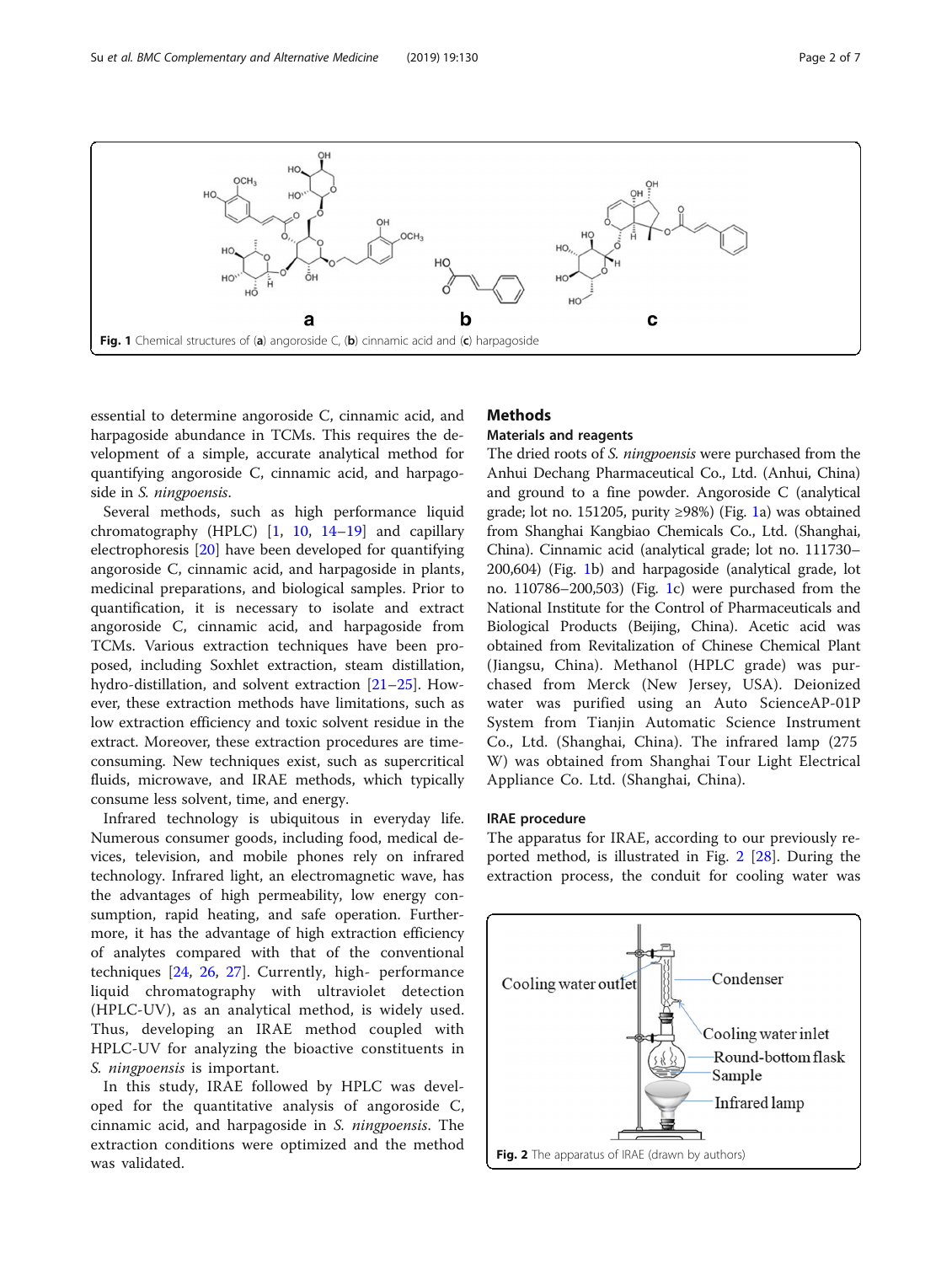Fig. 1 Chemical structures of (**a**) angoroside C, (**b**) cinnamic acid and (**c**) harpagoside

essential to determine angoroside C, cinnamic acid, and harpagoside abundance in TCMs. This requires the development of a simple, accurate analytical method for quantifying angoroside C, cinnamic acid, and harpagoside in *S. ningpoensis*.

Several methods, such as high performance liquid chromatography (HPLC) [1, 10, 14–19] and capillary electrophoresis [20] have been developed for quantifying angoroside C, cinnamic acid, and harpagoside in plants, medicinal preparations, and biological samples. Prior to quantification, it is necessary to isolate and extract angoroside C, cinnamic acid, and harpagoside from TCMs. Various extraction techniques have been proposed, including Soxhlet extraction, steam distillation, hydro-distillation, and solvent extraction [21–25]. However, these extraction methods have limitations, such as low extraction efficiency and toxic solvent residue in the extract. Moreover, these extraction procedures are time-consuming. New techniques exist, such as supercritical fluids, microwave, and IRAE methods, which typically consume less solvent, time, and energy.

Infrared technology is ubiquitous in everyday life. Numerous consumer goods, including food, medical devices, television, and mobile phones rely on infrared technology. Infrared light, an electromagnetic wave, has the advantages of high permeability, low energy consumption, rapid heating, and safe operation. Furthermore, it has the advantage of high extraction efficiency of analytes compared with that of the conventional techniques [24, 26, 27]. Currently, high- performance liquid chromatography with ultraviolet detection (HPLC-UV), as an analytical method, is widely used. Thus, developing an IRAE method coupled with HPLC-UV for analyzing the bioactive constituents in *S. ningpoensis* is important.

In this study, IRAE followed by HPLC was developed for the quantitative analysis of angoroside C, cinnamic acid, and harpagoside in *S. ningpoensis*. The extraction conditions were optimized and the method was validated.

## Methods

### Materials and reagents

The dried roots of *S. ningpoensis* were purchased from the Anhui Dechang Pharmaceutical Co., Ltd. (Anhui, China) and ground to a fine powder. Angoroside C (analytical grade; lot no. 151205, purity ≥98%) (Fig. 1a) was obtained from Shanghai Kangbiao Chemicals Co., Ltd. (Shanghai, China). Cinnamic acid (analytical grade; lot no. 111730–200,604) (Fig. 1b) and harpagoside (analytical grade, lot no. 110786–200,503) (Fig. 1c) were purchased from the National Institute for the Control of Pharmaceuticals and Biological Products (Beijing, China). Acetic acid was obtained from Revitalization of Chinese Chemical Plant (Jiangsu, China). Methanol (HPLC grade) was purchased from Merck (New Jersey, USA). Deionized water was purified using an Auto ScienceAP-01P System from Tianjin Automatic Science Instrument Co., Ltd. (Shanghai, China). The infrared lamp (275 W) was obtained from Shanghai Tour Light Electrical Appliance Co. Ltd. (Shanghai, China).

### IRAE procedure

The apparatus for IRAE, according to our previously reported method, is illustrated in Fig. 2 [28]. During the extraction process, the conduit for cooling water was

Fig. 2 The apparatus of IRAE (drawn by authors)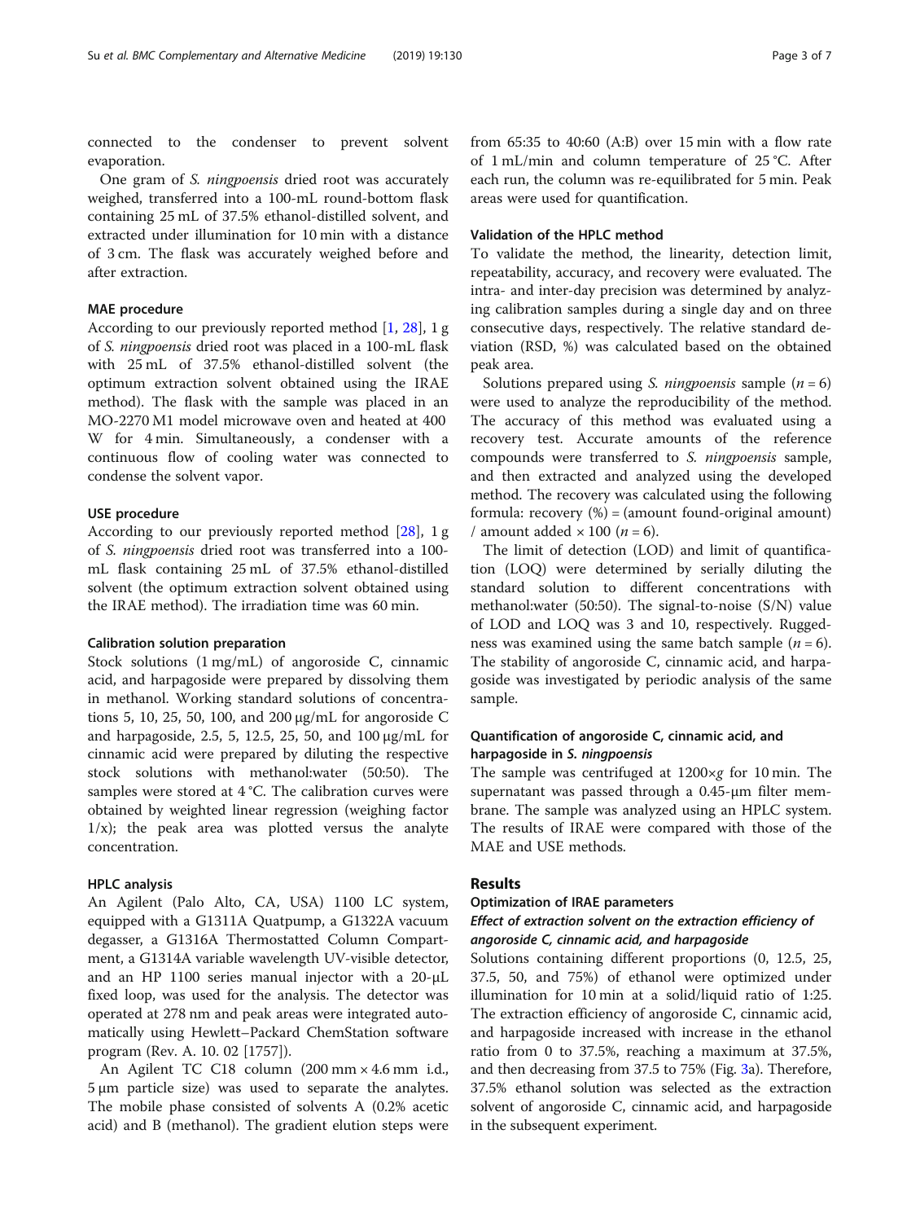connected to the condenser to prevent solvent evaporation.

One gram of *S. ningpoensis* dried root was accurately weighed, transferred into a 100-mL round-bottom flask containing 25 mL of 37.5% ethanol-distilled solvent, and extracted under illumination for 10 min with a distance of 3 cm. The flask was accurately weighed before and after extraction.

### MAE procedure

According to our previously reported method [1, 28], 1 g of *S. ningpoensis* dried root was placed in a 100-mL flask with 25 mL of 37.5% ethanol-distilled solvent (the optimum extraction solvent obtained using the IRAE method). The flask with the sample was placed in an MO-2270 M1 model microwave oven and heated at 400 W for 4 min. Simultaneously, a condenser with a continuous flow of cooling water was connected to condense the solvent vapor.

### USE procedure

According to our previously reported method [28], 1 g of *S. ningpoensis* dried root was transferred into a 100-mL flask containing 25 mL of 37.5% ethanol-distilled solvent (the optimum extraction solvent obtained using the IRAE method). The irradiation time was 60 min.

### Calibration solution preparation

Stock solutions (1 mg/mL) of angoroside C, cinnamic acid, and harpagoside were prepared by dissolving them in methanol. Working standard solutions of concentrations 5, 10, 25, 50, 100, and 200 μg/mL for angoroside C and harpagoside, 2.5, 5, 12.5, 25, 50, and 100 μg/mL for cinnamic acid were prepared by diluting the respective stock solutions with methanol:water (50:50). The samples were stored at 4 °C. The calibration curves were obtained by weighted linear regression (weighing factor $1/x$); the peak area was plotted versus the analyte concentration.

### HPLC analysis

An Agilent (Palo Alto, CA, USA) 1100 LC system, equipped with a G1311A Quatpump, a G1322A vacuum degasser, a G1316A Thermostatted Column Compartment, a G1314A variable wavelength UV-visible detector, and an HP 1100 series manual injector with a 20-μL fixed loop, was used for the analysis. The detector was operated at 278 nm and peak areas were integrated automatically using Hewlett–Packard ChemStation software program (Rev. A. 10. 02 [1757]).

An Agilent TC C18 column (200 mm × 4.6 mm i.d., 5 μm particle size) was used to separate the analytes. The mobile phase consisted of solvents A (0.2% acetic acid) and B (methanol). The gradient elution steps were from 65:35 to 40:60 (A:B) over 15 min with a flow rate of 1 mL/min and column temperature of 25 °C. After each run, the column was re-equilibrated for 5 min. Peak areas were used for quantification.

### Validation of the HPLC method

To validate the method, the linearity, detection limit, repeatability, accuracy, and recovery were evaluated. The intra- and inter-day precision was determined by analyzing calibration samples during a single day and on three consecutive days, respectively. The relative standard deviation (RSD, %) was calculated based on the obtained peak area.

Solutions prepared using *S. ningpoensis* sample ($n = 6$) were used to analyze the reproducibility of the method. The accuracy of this method was evaluated using a recovery test. Accurate amounts of the reference compounds were transferred to *S. ningpoensis* sample, and then extracted and analyzed using the developed method. The recovery was calculated using the following formula: recovery (%) = (amount found-original amount) / amount added × 100 ($n = 6$).

The limit of detection (LOD) and limit of quantification (LOQ) were determined by serially diluting the standard solution to different concentrations with methanol:water (50:50). The signal-to-noise (S/N) value of LOD and LOQ was 3 and 10, respectively. Ruggedness was examined using the same batch sample ($n = 6$). The stability of angoroside C, cinnamic acid, and harpagoside was investigated by periodic analysis of the same sample.

### Quantification of angoroside C, cinnamic acid, and harpagoside in *S. ningpoensis*

The sample was centrifuged at 1200×*g* for 10 min. The supernatant was passed through a 0.45-μm filter membrane. The sample was analyzed using an HPLC system. The results of IRAE were compared with those of the MAE and USE methods.

## Results

### Optimization of IRAE parameters

#### *Effect of extraction solvent on the extraction efficiency of angoroside C, cinnamic acid, and harpagoside*

Solutions containing different proportions (0, 12.5, 25, 37.5, 50, and 75%) of ethanol were optimized under illumination for 10 min at a solid/liquid ratio of 1:25. The extraction efficiency of angoroside C, cinnamic acid, and harpagoside increased with increase in the ethanol ratio from 0 to 37.5%, reaching a maximum at 37.5%, and then decreasing from 37.5 to 75% (Fig. 3a). Therefore, 37.5% ethanol solution was selected as the extraction solvent of angoroside C, cinnamic acid, and harpagoside in the subsequent experiment.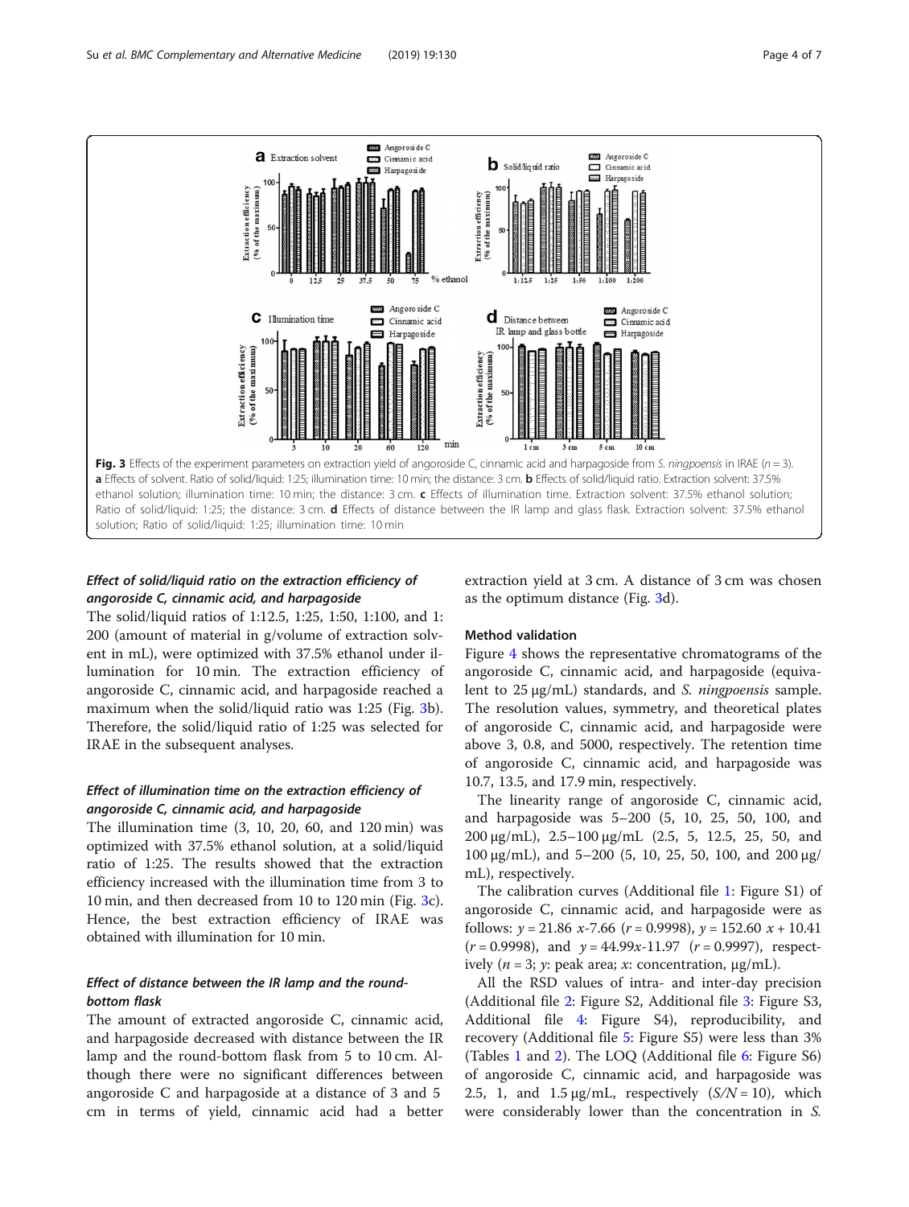Fig. 3 Effects of the experiment parameters on extraction yield of angoroside C, cinnamic acid and harpagoside from *S. ningpoensis* in IRAE ($n = 3$). **a** Effects of solvent. Ratio of solid/liquid: 1:25; illumination time: 10 min; the distance: 3 cm. **b** Effects of solid/liquid ratio. Extraction solvent: 37.5% ethanol solution; illumination time: 10 min; the distance: 3 cm. **c** Effects of illumination time. Extraction solvent: 37.5% ethanol solution; Ratio of solid/liquid: 1:25; the distance: 3 cm. **d** Effects of distance between the IR lamp and glass flask. Extraction solvent: 37.5% ethanol solution; Ratio of solid/liquid: 1:25; illumination time: 10 min

### *Effect of solid/liquid ratio on the extraction efficiency of angoroside C, cinnamic acid, and harpagoside*

The solid/liquid ratios of 1:12.5, 1:25, 1:50, 1:100, and 1:200 (amount of material in g/volume of extraction solvent in mL), were optimized with 37.5% ethanol under illumination for 10 min. The extraction efficiency of angoroside C, cinnamic acid, and harpagoside reached a maximum when the solid/liquid ratio was 1:25 (Fig. 3b). Therefore, the solid/liquid ratio of 1:25 was selected for IRAE in the subsequent analyses.

### *Effect of illumination time on the extraction efficiency of angoroside C, cinnamic acid, and harpagoside*

The illumination time (3, 10, 20, 60, and 120 min) was optimized with 37.5% ethanol solution, at a solid/liquid ratio of 1:25. The results showed that the extraction efficiency increased with the illumination time from 3 to 10 min, and then decreased from 10 to 120 min (Fig. 3c). Hence, the best extraction efficiency of IRAE was obtained with illumination for 10 min.

### *Effect of distance between the IR lamp and the round-bottom flask*

The amount of extracted angoroside C, cinnamic acid, and harpagoside decreased with distance between the IR lamp and the round-bottom flask from 5 to 10 cm. Although there were no significant differences between angoroside C and harpagoside at a distance of 3 and 5 cm in terms of yield, cinnamic acid had a better extraction yield at 3 cm. A distance of 3 cm was chosen as the optimum distance (Fig. 3d).

## Method validation

Figure 4 shows the representative chromatograms of the angoroside C, cinnamic acid, and harpagoside (equivalent to 25 μg/mL) standards, and *S. ningpoensis* sample. The resolution values, symmetry, and theoretical plates of angoroside C, cinnamic acid, and harpagoside were above 3, 0.8, and 5000, respectively. The retention time of angoroside C, cinnamic acid, and harpagoside was 10.7, 13.5, and 17.9 min, respectively.

The linearity range of angoroside C, cinnamic acid, and harpagoside was 5–200 (5, 10, 25, 50, 100, and 200 μg/mL), 2.5–100 μg/mL (2.5, 5, 12.5, 25, 50, and 100 μg/mL), and 5–200 (5, 10, 25, 50, 100, and 200 μg/mL), respectively.

The calibration curves (Additional file 1: Figure S1) of angoroside C, cinnamic acid, and harpagoside were as follows: $y = 21.86\ x$-7.66 ($r = 0.9998$), $y = 152.60\ x + 10.41$ ($r = 0.9998$), and $y = 44.99x$-11.97 ($r = 0.9997$), respectively ($n = 3$; $y$: peak area; $x$: concentration, μg/mL).

All the RSD values of intra- and inter-day precision (Additional file 2: Figure S2, Additional file 3: Figure S3, Additional file 4: Figure S4), reproducibility, and recovery (Additional file 5: Figure S5) were less than 3% (Tables 1 and 2). The LOQ (Additional file 6: Figure S6) of angoroside C, cinnamic acid, and harpagoside was 2.5, 1, and 1.5 μg/mL, respectively ($S/N = 10$), which were considerably lower than the concentration in *S.*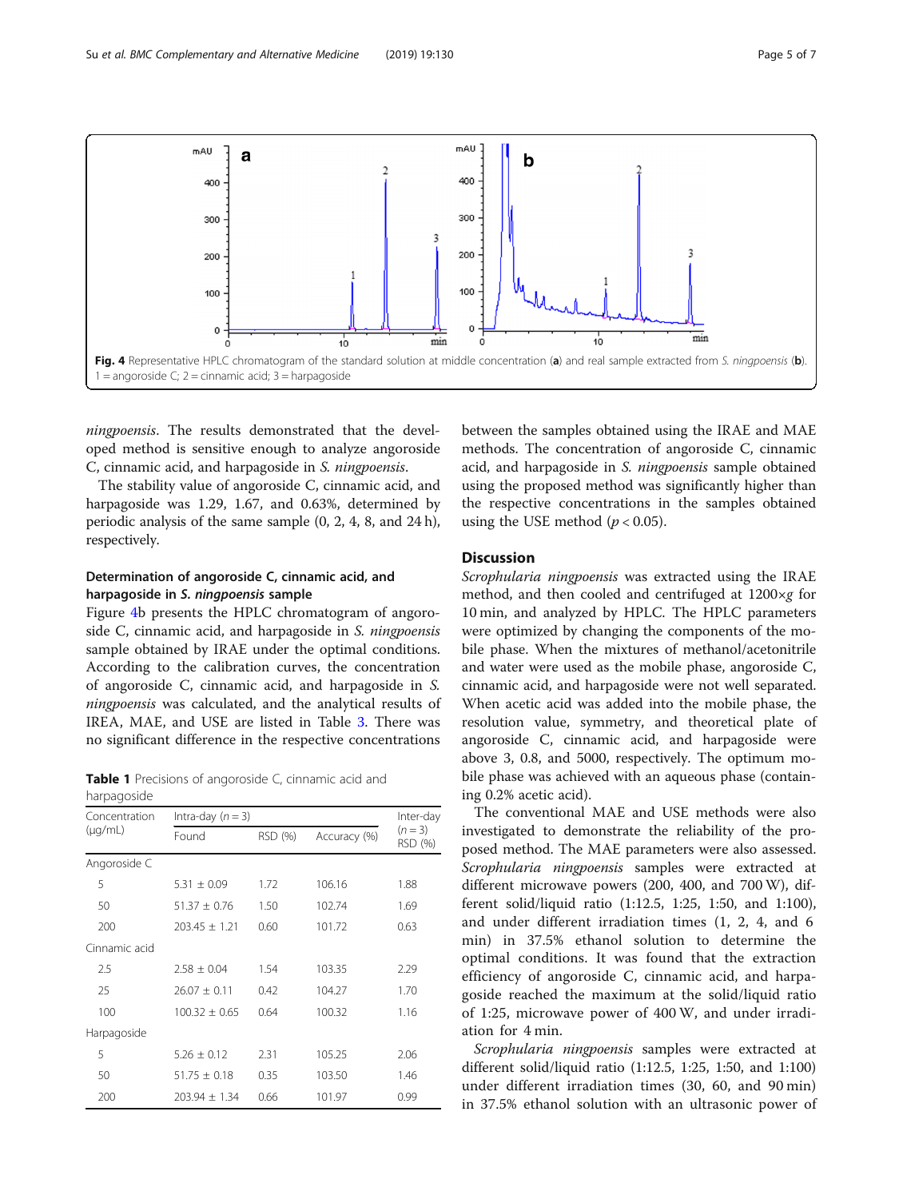Fig. 4 Representative HPLC chromatogram of the standard solution at middle concentration (**a**) and real sample extracted from *S. ningpoensis* (**b**). 1 = angoroside C; 2 = cinnamic acid; 3 = harpagoside

*ningpoensis*. The results demonstrated that the developed method is sensitive enough to analyze angoroside C, cinnamic acid, and harpagoside in *S. ningpoensis*.

The stability value of angoroside C, cinnamic acid, and harpagoside was 1.29, 1.67, and 0.63%, determined by periodic analysis of the same sample (0, 2, 4, 8, and 24 h), respectively.

### Determination of angoroside C, cinnamic acid, and harpagoside in *S. ningpoensis* sample

Figure 4b presents the HPLC chromatogram of angoroside C, cinnamic acid, and harpagoside in *S. ningpoensis* sample obtained by IRAE under the optimal conditions. According to the calibration curves, the concentration of angoroside C, cinnamic acid, and harpagoside in *S. ningpoensis* was calculated, and the analytical results of IREA, MAE, and USE are listed in Table 3. There was no significant difference in the respective concentrations between the samples obtained using the IRAE and MAE methods. The concentration of angoroside C, cinnamic acid, and harpagoside in *S. ningpoensis* sample obtained using the proposed method was significantly higher than the respective concentrations in the samples obtained using the USE method ($p < 0.05$).

**Table 1** Precisions of angoroside C, cinnamic acid and harpagoside

| Concentration (μg/mL) | Intra-day ($n = 3$) | | | Inter-day ($n = 3$) |
|---|---|---|---|---|
| | Found | RSD (%) | Accuracy (%) | RSD (%) |
| Angoroside C | | | | |
| 5 | 5.31 ± 0.09 | 1.72 | 106.16 | 1.88 |
| 50 | 51.37 ± 0.76 | 1.50 | 102.74 | 1.69 |
| 200 | 203.45 ± 1.21 | 0.60 | 101.72 | 0.63 |
| Cinnamic acid | | | | |
| 2.5 | 2.58 ± 0.04 | 1.54 | 103.35 | 2.29 |
| 25 | 26.07 ± 0.11 | 0.42 | 104.27 | 1.70 |
| 100 | 100.32 ± 0.65 | 0.64 | 100.32 | 1.16 |
| Harpagoside | | | | |
| 5 | 5.26 ± 0.12 | 2.31 | 105.25 | 2.06 |
| 50 | 51.75 ± 0.18 | 0.35 | 103.50 | 1.46 |
| 200 | 203.94 ± 1.34 | 0.66 | 101.97 | 0.99 |

## Discussion

*Scrophularia ningpoensis* was extracted using the IRAE method, and then cooled and centrifuged at 1200×*g* for 10 min, and analyzed by HPLC. The HPLC parameters were optimized by changing the components of the mobile phase. When the mixtures of methanol/acetonitrile and water were used as the mobile phase, angoroside C, cinnamic acid, and harpagoside were not well separated. When acetic acid was added into the mobile phase, the resolution value, symmetry, and theoretical plate of angoroside C, cinnamic acid, and harpagoside were above 3, 0.8, and 5000, respectively. The optimum mobile phase was achieved with an aqueous phase (containing 0.2% acetic acid).

The conventional MAE and USE methods were also investigated to demonstrate the reliability of the proposed method. The MAE parameters were also assessed. *Scrophularia ningpoensis* samples were extracted at different microwave powers (200, 400, and 700 W), different solid/liquid ratio (1:12.5, 1:25, 1:50, and 1:100), and under different irradiation times (1, 2, 4, and 6 min) in 37.5% ethanol solution to determine the optimal conditions. It was found that the extraction efficiency of angoroside C, cinnamic acid, and harpagoside reached the maximum at the solid/liquid ratio of 1:25, microwave power of 400 W, and under irradiation for 4 min.

*Scrophularia ningpoensis* samples were extracted at different solid/liquid ratio (1:12.5, 1:25, 1:50, and 1:100) under different irradiation times (30, 60, and 90 min) in 37.5% ethanol solution with an ultrasonic power of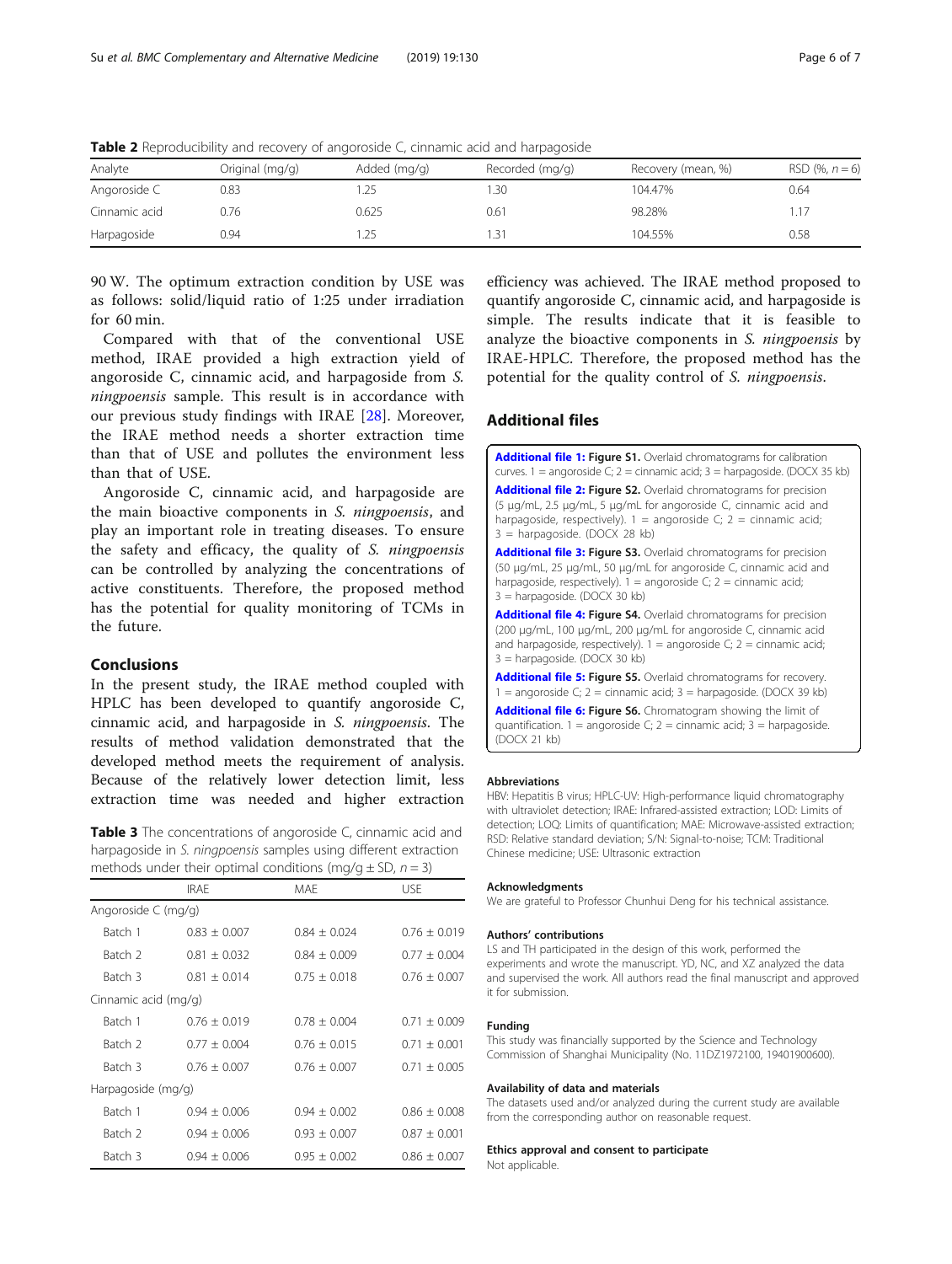**Table 2** Reproducibility and recovery of angoroside C, cinnamic acid and harpagoside

| Analyte | Original (mg/g) | Added (mg/g) | Recorded (mg/g) | Recovery (mean, %) | RSD (%, $n = 6$) |
|---|---|---|---|---|---|
| Angoroside C | 0.83 | 1.25 | 1.30 | 104.47% | 0.64 |
| Cinnamic acid | 0.76 | 0.625 | 0.61 | 98.28% | 1.17 |
| Harpagoside | 0.94 | 1.25 | 1.31 | 104.55% | 0.58 |

90 W. The optimum extraction condition by USE was as follows: solid/liquid ratio of 1:25 under irradiation for 60 min.

Compared with that of the conventional USE method, IRAE provided a high extraction yield of angoroside C, cinnamic acid, and harpagoside from *S. ningpoensis* sample. This result is in accordance with our previous study findings with IRAE [28]. Moreover, the IRAE method needs a shorter extraction time than that of USE and pollutes the environment less than that of USE.

Angoroside C, cinnamic acid, and harpagoside are the main bioactive components in *S. ningpoensis*, and play an important role in treating diseases. To ensure the safety and efficacy, the quality of *S. ningpoensis* can be controlled by analyzing the concentrations of active constituents. Therefore, the proposed method has the potential for quality monitoring of TCMs in the future.

## Conclusions

In the present study, the IRAE method coupled with HPLC has been developed to quantify angoroside C, cinnamic acid, and harpagoside in *S. ningpoensis*. The results of method validation demonstrated that the developed method meets the requirement of analysis. Because of the relatively lower detection limit, less extraction time was needed and higher extraction efficiency was achieved. The IRAE method proposed to quantify angoroside C, cinnamic acid, and harpagoside is simple. The results indicate that it is feasible to analyze the bioactive components in *S. ningpoensis* by IRAE-HPLC. Therefore, the proposed method has the potential for the quality control of *S. ningpoensis*.

**Table 3** The concentrations of angoroside C, cinnamic acid and harpagoside in *S. ningpoensis* samples using different extraction methods under their optimal conditions (mg/g ± SD, $n = 3$)

| | IRAE | MAE | USE |
|---|---|---|---|
| Angoroside C (mg/g) | | | |
| Batch 1 | 0.83 ± 0.007 | 0.84 ± 0.024 | 0.76 ± 0.019 |
| Batch 2 | 0.81 ± 0.032 | 0.84 ± 0.009 | 0.77 ± 0.004 |
| Batch 3 | 0.81 ± 0.014 | 0.75 ± 0.018 | 0.76 ± 0.007 |
| Cinnamic acid (mg/g) | | | |
| Batch 1 | 0.76 ± 0.019 | 0.78 ± 0.004 | 0.71 ± 0.009 |
| Batch 2 | 0.77 ± 0.004 | 0.76 ± 0.015 | 0.71 ± 0.001 |
| Batch 3 | 0.76 ± 0.007 | 0.76 ± 0.007 | 0.71 ± 0.005 |
| Harpagoside (mg/g) | | | |
| Batch 1 | 0.94 ± 0.006 | 0.94 ± 0.002 | 0.86 ± 0.008 |
| Batch 2 | 0.94 ± 0.006 | 0.93 ± 0.007 | 0.87 ± 0.001 |
| Batch 3 | 0.94 ± 0.006 | 0.95 ± 0.002 | 0.86 ± 0.007 |

## Additional files

**Additional file 1: Figure S1.** Overlaid chromatograms for calibration curves. 1 = angoroside C; 2 = cinnamic acid; 3 = harpagoside. (DOCX 35 kb)

**Additional file 2: Figure S2.** Overlaid chromatograms for precision (5 μg/mL, 2.5 μg/mL, 5 μg/mL for angoroside C, cinnamic acid and harpagoside, respectively). 1 = angoroside C; 2 = cinnamic acid; 3 = harpagoside. (DOCX 28 kb)

**Additional file 3: Figure S3.** Overlaid chromatograms for precision (50 μg/mL, 25 μg/mL, 50 μg/mL for angoroside C, cinnamic acid and harpagoside, respectively). 1 = angoroside C; 2 = cinnamic acid; 3 = harpagoside. (DOCX 30 kb)

**Additional file 4: Figure S4.** Overlaid chromatograms for precision (200 μg/mL, 100 μg/mL, 200 μg/mL for angoroside C, cinnamic acid and harpagoside, respectively). 1 = angoroside C; 2 = cinnamic acid; 3 = harpagoside. (DOCX 30 kb)

**Additional file 5: Figure S5.** Overlaid chromatograms for recovery. 1 = angoroside C; 2 = cinnamic acid; 3 = harpagoside. (DOCX 39 kb)

**Additional file 6: Figure S6.** Chromatogram showing the limit of quantification. 1 = angoroside C; 2 = cinnamic acid; 3 = harpagoside. (DOCX 21 kb)

#### Abbreviations

HBV: Hepatitis B virus; HPLC-UV: High-performance liquid chromatography with ultraviolet detection; IRAE: Infrared-assisted extraction; LOD: Limits of detection; LOQ: Limits of quantification; MAE: Microwave-assisted extraction; RSD: Relative standard deviation; S/N: Signal-to-noise; TCM: Traditional Chinese medicine; USE: Ultrasonic extraction

#### Acknowledgments

We are grateful to Professor Chunhui Deng for his technical assistance.

#### Authors' contributions

LS and TH participated in the design of this work, performed the experiments and wrote the manuscript. YD, NC, and XZ analyzed the data and supervised the work. All authors read the final manuscript and approved it for submission.

#### Funding

This study was financially supported by the Science and Technology Commission of Shanghai Municipality (No. 11DZ1972100, 19401900600).

#### Availability of data and materials

The datasets used and/or analyzed during the current study are available from the corresponding author on reasonable request.

#### Ethics approval and consent to participate

Not applicable.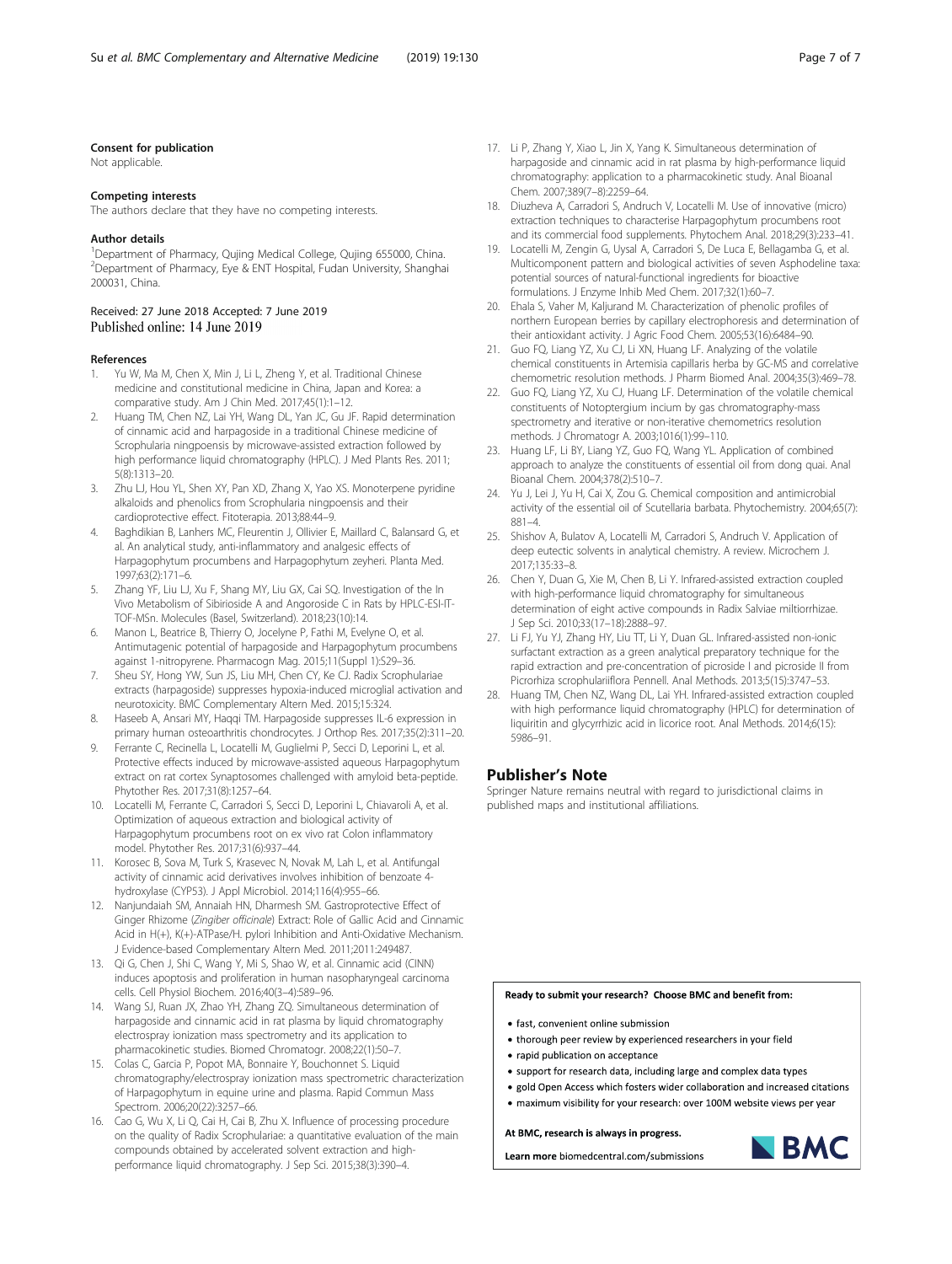### Consent for publication

Not applicable.

### Competing interests

The authors declare that they have no competing interests.

### Author details

[1]Department of Pharmacy, Qujing Medical College, Qujing 655000, China. [2]Department of Pharmacy, Eye & ENT Hospital, Fudan University, Shanghai 200031, China.

Received: 27 June 2018 Accepted: 7 June 2019
Published online: 14 June 2019

### References

1. Yu W, Ma M, Chen X, Min J, Li L, Zheng Y, et al. Traditional Chinese medicine and constitutional medicine in China, Japan and Korea: a comparative study. Am J Chin Med. 2017;45(1):1–12.
2. Huang TM, Chen NZ, Lai YH, Wang DL, Yan JC, Gu JF. Rapid determination of cinnamic acid and harpagoside in a traditional Chinese medicine of Scrophularia ningpoensis by microwave-assisted extraction followed by high performance liquid chromatography (HPLC). J Med Plants Res. 2011; 5(8):1313–20.
3. Zhu LJ, Hou YL, Shen XY, Pan XD, Zhang X, Yao XS. Monoterpene pyridine alkaloids and phenolics from Scrophularia ningpoensis and their cardioprotective effect. Fitoterapia. 2013;88:44–9.
4. Baghdikian B, Lanhers MC, Fleurentin J, Ollivier E, Maillard C, Balansard G, et al. An analytical study, anti-inflammatory and analgesic effects of Harpagophytum procumbens and Harpagophytum zeyheri. Planta Med. 1997;63(2):171–6.
5. Zhang YF, Liu LJ, Xu F, Shang MY, Liu GX, Cai SQ. Investigation of the In Vivo Metabolism of Sibirioside A and Angoroside C in Rats by HPLC-ESI-IT-TOF-MSn. Molecules (Basel, Switzerland). 2018;23(10):14.
6. Manon L, Beatrice B, Thierry O, Jocelyne P, Fathi M, Evelyne O, et al. Antimutagenic potential of harpagoside and Harpagophytum procumbens against 1-nitropyrene. Pharmacogn Mag. 2015;11(Suppl 1):S29–36.
7. Sheu SY, Hong YW, Sun JS, Liu MH, Chen CY, Ke CJ. Radix Scrophulariae extracts (harpagoside) suppresses hypoxia-induced microglial activation and neurotoxicity. BMC Complementary Altern Med. 2015;15:324.
8. Haseeb A, Ansari MY, Haqqi TM. Harpagoside suppresses IL-6 expression in primary human osteoarthritis chondrocytes. J Orthop Res. 2017;35(2):311–20.
9. Ferrante C, Recinella L, Locatelli M, Guglielmi P, Secci D, Leporini L, et al. Protective effects induced by microwave-assisted aqueous Harpagophytum extract on rat cortex Synaptosomes challenged with amyloid beta-peptide. Phytother Res. 2017;31(8):1257–64.
10. Locatelli M, Ferrante C, Carradori S, Secci D, Leporini L, Chiavaroli A, et al. Optimization of aqueous extraction and biological activity of Harpagophytum procumbens root on ex vivo rat Colon inflammatory model. Phytother Res. 2017;31(6):937–44.
11. Korosec B, Sova M, Turk S, Krasevec N, Novak M, Lah L, et al. Antifungal activity of cinnamic acid derivatives involves inhibition of benzoate 4-hydroxylase (CYP53). J Appl Microbiol. 2014;116(4):955–66.
12. Nanjundaiah SM, Annaiah HN, Dharmesh SM. Gastroprotective Effect of Ginger Rhizome (*Zingiber officinale*) Extract: Role of Gallic Acid and Cinnamic Acid in H(+), K(+)-ATPase/H. pylori Inhibition and Anti-Oxidative Mechanism. J Evidence-based Complementary Altern Med. 2011;2011:249487.
13. Qi G, Chen J, Shi C, Wang Y, Mi S, Shao W, et al. Cinnamic acid (CINN) induces apoptosis and proliferation in human nasopharyngeal carcinoma cells. Cell Physiol Biochem. 2016;40(3–4):589–96.
14. Wang SJ, Ruan JX, Zhao YH, Zhang ZQ. Simultaneous determination of harpagoside and cinnamic acid in rat plasma by liquid chromatography electrospray ionization mass spectrometry and its application to pharmacokinetic studies. Biomed Chromatogr. 2008;22(1):50–7.
15. Colas C, Garcia P, Popot MA, Bonnaire Y, Bouchonnet S. Liquid chromatography/electrospray ionization mass spectrometric characterization of Harpagophytum in equine urine and plasma. Rapid Commun Mass Spectrom. 2006;20(22):3257–66.
16. Cao G, Wu X, Li Q, Cai H, Cai B, Zhu X. Influence of processing procedure on the quality of Radix Scrophulariae: a quantitative evaluation of the main compounds obtained by accelerated solvent extraction and high-performance liquid chromatography. J Sep Sci. 2015;38(3):390–4.
17. Li P, Zhang Y, Xiao L, Jin X, Yang K. Simultaneous determination of harpagoside and cinnamic acid in rat plasma by high-performance liquid chromatography: application to a pharmacokinetic study. Anal Bioanal Chem. 2007;389(7–8):2259–64.
18. Diuzheva A, Carradori S, Andruch V, Locatelli M. Use of innovative (micro) extraction techniques to characterise Harpagophytum procumbens root and its commercial food supplements. Phytochem Anal. 2018;29(3):233–41.
19. Locatelli M, Zengin G, Uysal A, Carradori S, De Luca E, Bellagamba G, et al. Multicomponent pattern and biological activities of seven Asphodeline taxa: potential sources of natural-functional ingredients for bioactive formulations. J Enzyme Inhib Med Chem. 2017;32(1):60–7.
20. Ehala S, Vaher M, Kaljurand M. Characterization of phenolic profiles of northern European berries by capillary electrophoresis and determination of their antioxidant activity. J Agric Food Chem. 2005;53(16):6484–90.
21. Guo FQ, Liang YZ, Xu CJ, Li XN, Huang LF. Analyzing of the volatile chemical constituents in Artemisia capillaris herba by GC-MS and correlative chemometric resolution methods. J Pharm Biomed Anal. 2004;35(3):469–78.
22. Guo FQ, Liang YZ, Xu CJ, Huang LF. Determination of the volatile chemical constituents of Notopterygium incium by gas chromatography-mass spectrometry and iterative or non-iterative chemometrics resolution methods. J Chromatogr A. 2003;1016(1):99–110.
23. Huang LF, Li BY, Liang YZ, Guo FQ, Wang YL. Application of combined approach to analyze the constituents of essential oil from dong quai. Anal Bioanal Chem. 2004;378(2):510–7.
24. Yu J, Lei J, Yu H, Cai X, Zou G. Chemical composition and antimicrobial activity of the essential oil of Scutellaria barbata. Phytochemistry. 2004;65(7): 881–4.
25. Shishov A, Bulatov A, Locatelli M, Carradori S, Andruch V. Application of deep eutectic solvents in analytical chemistry. A review. Microchem J. 2017;135:33–8.
26. Chen Y, Duan G, Xie M, Chen B, Li Y. Infrared-assisted extraction coupled with high-performance liquid chromatography for simultaneous determination of eight active compounds in Radix Salviae miltiorrhizae. J Sep Sci. 2010;33(17–18):2888–97.
27. Li FJ, Yu YJ, Zhang HY, Liu TT, Li Y, Duan GL. Infrared-assisted non-ionic surfactant extraction as a green analytical preparatory technique for the rapid extraction and pre-concentration of picroside I and picroside II from Picrorhiza scrophulariiflora Pennell. Anal Methods. 2013;5(15):3747–53.
28. Huang TM, Chen NZ, Wang DL, Lai YH. Infrared-assisted extraction coupled with high performance liquid chromatography (HPLC) for determination of liquiritin and glycyrrhizic acid in licorice root. Anal Methods. 2014;6(15): 5986–91.

## Publisher's Note

Springer Nature remains neutral with regard to jurisdictional claims in published maps and institutional affiliations.

**Ready to submit your research? Choose BMC and benefit from:**

- fast, convenient online submission
- thorough peer review by experienced researchers in your field
- rapid publication on acceptance
- support for research data, including large and complex data types
- gold Open Access which fosters wider collaboration and increased citations
- maximum visibility for your research: over 100M website views per year

**At BMC, research is always in progress.**

**Learn more** biomedcentral.com/submissions

BMC